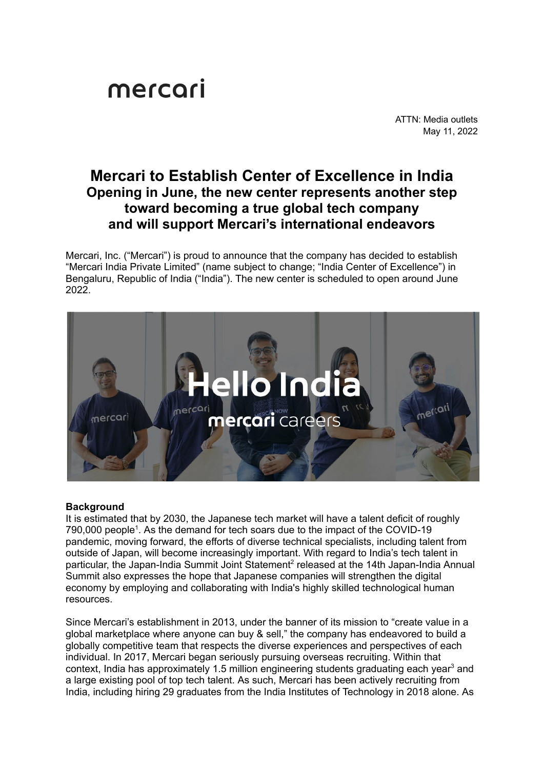mercari

ATTN: Media outlets
May 11, 2022

# Mercari to Establish Center of Excellence in India

## Opening in June, the new center represents another step toward becoming a true global tech company and will support Mercari's international endeavors

Mercari, Inc. ("Mercari") is proud to announce that the company has decided to establish "Mercari India Private Limited" (name subject to change; "India Center of Excellence") in Bengaluru, Republic of India ("India"). The new center is scheduled to open around June 2022.

**Background**

It is estimated that by 2030, the Japanese tech market will have a talent deficit of roughly 790,000 people[1]. As the demand for tech soars due to the impact of the COVID-19 pandemic, moving forward, the efforts of diverse technical specialists, including talent from outside of Japan, will become increasingly important. With regard to India's tech talent in particular, the Japan-India Summit Joint Statement[2] released at the 14th Japan-India Annual Summit also expresses the hope that Japanese companies will strengthen the digital economy by employing and collaborating with India's highly skilled technological human resources.

Since Mercari's establishment in 2013, under the banner of its mission to "create value in a global marketplace where anyone can buy & sell," the company has endeavored to build a globally competitive team that respects the diverse experiences and perspectives of each individual. In 2017, Mercari began seriously pursuing overseas recruiting. Within that context, India has approximately 1.5 million engineering students graduating each year[3] and a large existing pool of top tech talent. As such, Mercari has been actively recruiting from India, including hiring 29 graduates from the India Institutes of Technology in 2018 alone. As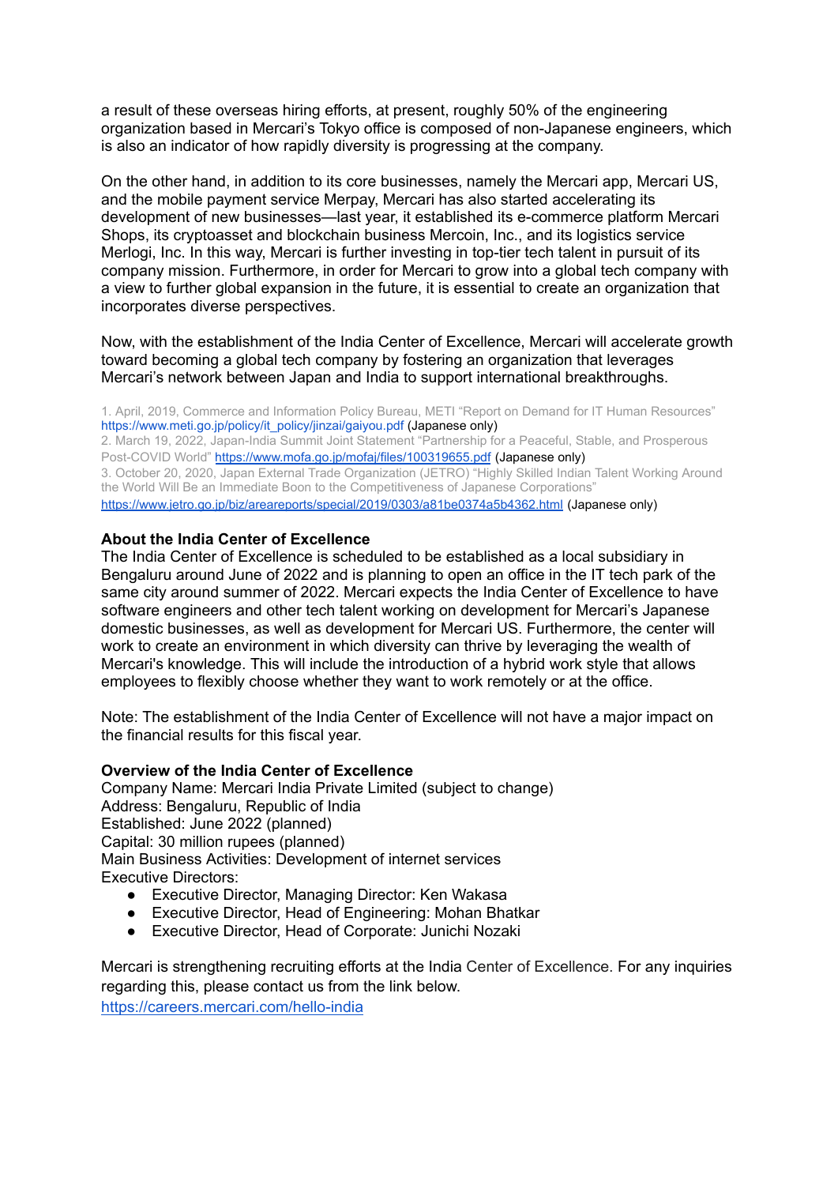a result of these overseas hiring efforts, at present, roughly 50% of the engineering organization based in Mercari's Tokyo office is composed of non-Japanese engineers, which is also an indicator of how rapidly diversity is progressing at the company.

On the other hand, in addition to its core businesses, namely the Mercari app, Mercari US, and the mobile payment service Merpay, Mercari has also started accelerating its development of new businesses—last year, it established its e-commerce platform Mercari Shops, its cryptoasset and blockchain business Mercoin, Inc., and its logistics service Merlogi, Inc. In this way, Mercari is further investing in top-tier tech talent in pursuit of its company mission. Furthermore, in order for Mercari to grow into a global tech company with a view to further global expansion in the future, it is essential to create an organization that incorporates diverse perspectives.

Now, with the establishment of the India Center of Excellence, Mercari will accelerate growth toward becoming a global tech company by fostering an organization that leverages Mercari's network between Japan and India to support international breakthroughs.

1. April, 2019, Commerce and Information Policy Bureau, METI "Report on Demand for IT Human Resources" https://www.meti.go.jp/policy/it_policy/jinzai/gaiyou.pdf (Japanese only)
2. March 19, 2022, Japan-India Summit Joint Statement "Partnership for a Peaceful, Stable, and Prosperous Post-COVID World" https://www.mofa.go.jp/mofaj/files/100319655.pdf (Japanese only)
3. October 20, 2020, Japan External Trade Organization (JETRO) "Highly Skilled Indian Talent Working Around the World Will Be an Immediate Boon to the Competitiveness of Japanese Corporations" https://www.jetro.go.jp/biz/areareports/special/2019/0303/a81be0374a5b4362.html (Japanese only)

**About the India Center of Excellence**

The India Center of Excellence is scheduled to be established as a local subsidiary in Bengaluru around June of 2022 and is planning to open an office in the IT tech park of the same city around summer of 2022. Mercari expects the India Center of Excellence to have software engineers and other tech talent working on development for Mercari's Japanese domestic businesses, as well as development for Mercari US. Furthermore, the center will work to create an environment in which diversity can thrive by leveraging the wealth of Mercari's knowledge. This will include the introduction of a hybrid work style that allows employees to flexibly choose whether they want to work remotely or at the office.

Note: The establishment of the India Center of Excellence will not have a major impact on the financial results for this fiscal year.

**Overview of the India Center of Excellence**

Company Name: Mercari India Private Limited (subject to change)
Address: Bengaluru, Republic of India
Established: June 2022 (planned)
Capital: 30 million rupees (planned)
Main Business Activities: Development of internet services
Executive Directors:

- Executive Director, Managing Director: Ken Wakasa
- Executive Director, Head of Engineering: Mohan Bhatkar
- Executive Director, Head of Corporate: Junichi Nozaki

Mercari is strengthening recruiting efforts at the India Center of Excellence. For any inquiries regarding this, please contact us from the link below.
https://careers.mercari.com/hello-india